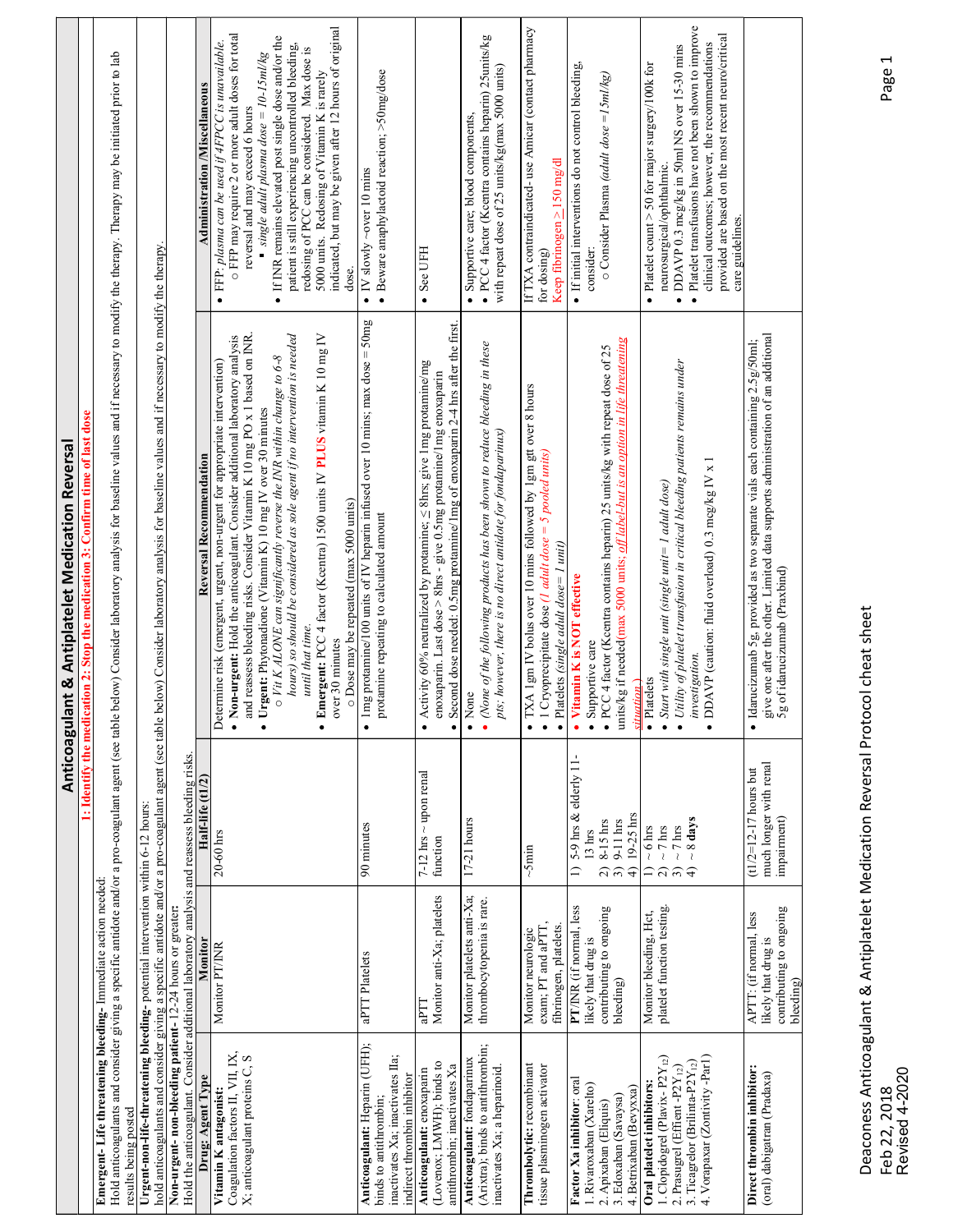# Anticoagulant & Antiplatelet Medication Reversal

**1: Identify the medication 2: Stop the medication 3: Confirm time of last dose**

**Emergent- Life threatening bleeding-** Immediate action needed:
Hold anticoagulants and consider giving a specific antidote and/or a pro-coagulant agent (see table below) Consider laboratory analysis for baseline values and if necessary to modify the therapy. Therapy may be initiated prior to lab results being posted

**Urgent-non-life-threatening bleeding-** potential intervention within 6-12 hours:
hold anticoagulants and consider giving a specific antidote and/or a pro-coagulant agent (see table below) Consider laboratory analysis for baseline values and if necessary to modify the therapy.

**Non-urgent- non-bleeding patient-** 12-24 hours or greater:
Hold the anticoagulant. Consider additional laboratory analysis and reassess bleeding risks.

| Drug: Agent Type | Monitor | Half-life (t1/2) | Reversal Recommendation | Administration /Miscellaneous |
|---|---|---|---|---|
| **Vitamin K antagonist:** Coagulation factors II, VII, IX, X; anticoagulant proteins C, S | Monitor PT/INR | 20-60 hrs | Determine risk (emergent, urgent, non-urgent for appropriate intervention)<br>• **Non-urgent:** Hold the anticoagulant. Consider additional laboratory analysis and reassess bleeding risks. Consider Vitamin K 10 mg PO x 1 based on INR.<br>• **Urgent:** Phytonadione (Vitamin K) 10 mg IV over 30 minutes<br>○ *Vit K ALONE can significantly reverse the INR within change to 6-8 hours) so should be considered as sole agent if no intervention is needed until that time.*<br>• **Emergent:** PCC 4 factor (Kcentra) 1500 units IV **PLUS** vitamin K 10 mg IV over 30 minutes<br>○ Dose may be repeated (max 5000 units) | • FFP: *plasma can be used if 4FPCC is unavailable.*<br>○ FFP may require 2 or more adult doses for total reversal and may exceed 6 hours<br>▪ *single adult plasma dose = 10-15ml/kg*<br>• If INR remains elevated post single dose and/or the patient is still experiencing uncontrolled bleeding, redosing of PCC can be considered. Max dose is 5000 units. Redosing of Vitamin K is rarely indicated, but may be given after 12 hours of original dose. |
| **Anticoagulant:** Heparin (UFH); binds to antithrombin; inactivates Xa; inactivates IIa; indirect thrombin inhibitor | aPTT Platelets | 90 minutes | • 1mg protamine/100 units of IV heparin infused over 10 mins; max dose = 50mg protamine repeating to calculated amount | • IV slowly ~over 10 mins<br>• Beware anaphylactoid reaction; >50mg/dose |
| **Anticoagulant:** enoxaparin (Lovenox; LMWH); binds to antithrombin; inactivates Xa | aPTT<br>Monitor anti-Xa; platelets | 7-12 hrs ~ upon renal function | • Activity 60% neutralized by protamine; ≤ 8hrs; give 1mg protamine/mg enoxaparin. Last dose > 8hrs - give 0.5mg protamine/1mg enoxaparin<br>• Second dose needed: 0.5mg protamine/1mg of enoxaparin 2-4 hrs after the first. | • See UFH |
| **Anticoagulant:** fondaparinux (Arixtra); binds to antithrombin; inactivates Xa; a heparinoid. | Monitor platelets anti-Xa; thrombocytopenia is rare. | 17-21 hours | • None<br>• *(None of the following products has been shown to reduce bleeding in these pts; however, there is no direct antidote for fondaparinux)* | • Supportive care; blood components.<br>• PCC 4 factor (Kcentra contains heparin) 25units/kg with repeat dose of 25 units/kg(max 5000 units) |
| **Thrombolytic:** recombinant tissue plasminogen activator | Monitor neurologic exam; PT and aPTT, fibrinogen, platelets. | ~5min | • TXA 1gm IV bolus over 10 mins followed by 1gm gtt over 8 hours<br>• 1 Cryoprecipitate dose *(1 adult dose = 5 pooled units)*<br>• Platelets *(single adult dose= 1 unit)* | If TXA contraindicated- use Amicar (contact pharmacy for dosing)<br>Keep fibrinogen > 150 mg/dl |
| **Factor Xa inhibitor**: oral<br>1. Rivaroxaban (Xarelto)<br>2. Apixaban (Eliquis)<br>3. Edoxaban (Savaysa)<br>4. Betrixaban (Bevyxxa) | **PT/INR** (if normal, less likely that drug is contributing to ongoing bleeding) | 1) 5-9 hrs & elderly 11-13 hrs<br>2) 8-15 hrs<br>3) 9-11 hrs<br>4) 19-25 hrs | • **Vitamin K is NOT effective**<br>• Supportive care<br>• PCC 4 factor (Kcentra contains heparin) 25 units/kg with repeat dose of 25 units/kg if needed(max 5000 units; *off label-but is an option in life threatening situation*) | • If initial interventions do not control bleeding, consider:<br>○ Consider Plasma *(adult dose =15ml/kg)* |
| **Oral platelet inhibitors:**<br>1. Clopidogrel (Plavix- $P2Y_{12}$)<br>2. Prasugrel (Effient -$P2Y_{12}$)<br>3. Ticagrelor (Brilinta-$P2Y_{12}$)<br>4. Vorapaxar (Zontivity -Par1) | Monitor bleeding, Hct, platelet function testing. | 1) ~ 6 hrs<br>2) ~ 7 hrs<br>3) ~ 7 hrs<br>4) ~ 8 **days** | • Platelets<br>• *Start with single unit (single unit= 1 adult dose)*<br>• *Utility of platelet transfusion in critical bleeding patients remains under investigation.*<br>• DDAVP (caution: fluid overload) 0.3 mcg/kg IV x 1 | • Platelet count > 50 for major surgery/100k for neurosurgical/ophthalmic.<br>• DDAVP 0.3 mcg/kg in 50ml NS over 15-30 mins<br>• Platelet transfusions have not been shown to improve clinical outcomes; however, the recommendations provided are based on the most recent neuro/critical care guidelines. |
| **Direct thrombin inhibitor:** (oral) dabigatran (Pradaxa) | APTT: (if normal, less likely that drug is contributing to ongoing bleeding) | (t1/2=12-17 hours but much longer with renal impairment) | • Idarucizumab 5g, provided as two separate vials each containing 2.5g/50ml; give one after the other. Limited data supports administration of an additional 5g of idarucizumab (Praxbind) | |

Deaconess Anticoagulant & Antiplatelet Medication Reversal Protocol cheat sheet
Feb 22, 2018
Revised 4-2020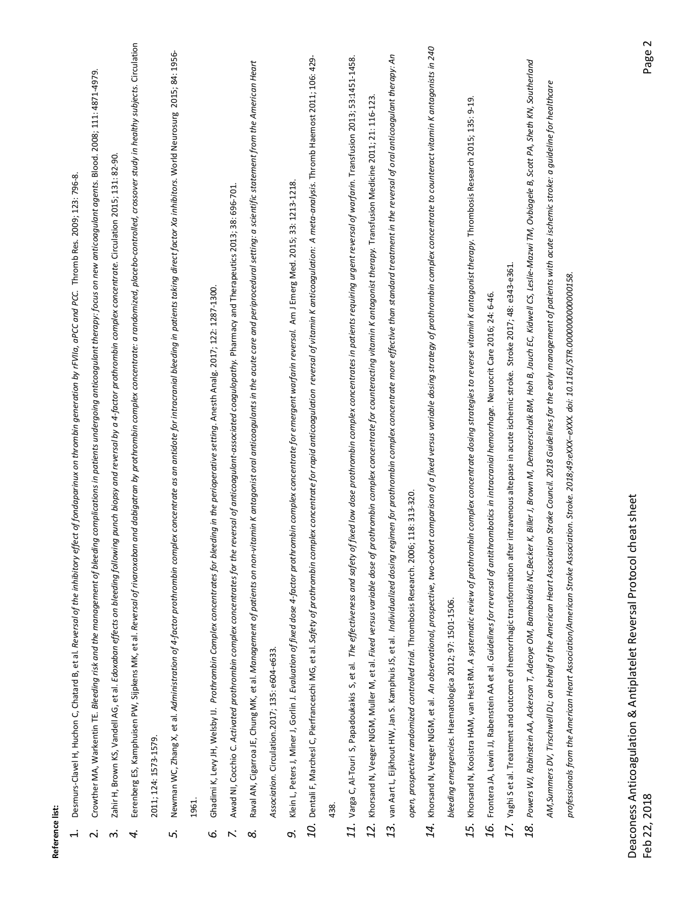**Reference list:**

1. Desmurs-Clavel H, Huchon C, Chatard B, et al. *Reversal of the inhibitory effect of fondaparinux on thrombin generation by rFVIIa, aPCC and PCC.* Thromb Res. 2009; 123: 796-8.
2. Crowther MA, Warkentin TE. *Bleeding risk and the management of bleeding complications in patients undergoing anticoagulant therapy: focus on new anticoagulant agents.* Blood. 2008; 111: 4871-4979.
3. Zahir H, Brown KS, Vandell AG, et al. *Edoxaban effects on bleeding following punch biopsy and reversal by a 4-factor prothrombin complex concentrate.* Circulation 2015; 131: 82-90.
4. Eerenberg ES, Kamphuisen PW, Sijpkens MK, et al. *Reversal of rivaroxaban and dabigatran by prothrombin complex concentrate: a randomized, placebo-controlled, crossover study in healthy subjects.* Circulation 2011; 124: 1573-1579.
5. Newman WC, Zhang X, et al. *Administration of 4-factor prothrombin complex concentrate as an antidote for intracranial bleeding in patients taking direct factor Xa inhibitors.* World Neurosurg 2015; 84: 1956-1961.
6. Ghadimi K, Levy JH, Welsby IJ. *Prothrombin Complex concentrates for bleeding in the perioperative setting.* Anesth Analg. 2017; 122: 1287-1300.
7. Awad NI, Cocchio C. *Activated prothrombin complex concentrates for the reversal of anticoagulant-associated coagulopathy.* Pharmacy and Therapeutics 2013; 38: 696-701.
8. Raval AN, Cigarroa JE, Chung MK, et al. *Management of patients on non-vitamin K antagonist oral anticoagulants in the acute care and periprocedural setting: a scientific statement from the American Heart Association.* Circulation.2017; 135: e604-e633.
9. Klein L, Peters J, Miner J, Gorlin J. *Evaluation of fixed dose 4-factor prothrombin complex concentrate for emergent warfarin reversal.* Am J Emerg Med. 2015; 33: 1213-1218.
10. Dentali F, Marchesl C, Pierfranceschi MG, et al. *Safety of prothrombin complex concentrate for rapid anticoagulation reversal of vitamin K anticoagulation: A meta-analysis.* Thromb Haemost 2011; 106: 429-438.
11. Varga C, Al-Touri S, Papadoukakis S, et al. *The effectiveness and safety of fixed low dose prothrombin complex concentrates in patients requiring urgent reversal of warfarin.* Transfusion 2013; 53:1451-1458.
12. Khorsand N, Veeger NJGM, Muller M, et al. *Fixed versus variable dose of prothrombin complex concentrate for counteracting vitamin K antagonist therapy.* Transfusion Medicine 2011; 21: 116-123.
13. van Aart L, Eijkhout HW, Jan S. Kamphuis JS, et al. *Individualized dosing regimen for prothrombin complex concentrate more effective than standard treatment in the reversal of oral anticoagulant therapy: An open, prospective randomized controlled trial.* Thrombosis Research. 2006; 118: 313-320.
14. Khorsand N, Veeger NJGM, et al. *An observational, prospective, two-cohort comparison of a fixed versus variable dosing strategy of prothrombin complex concentrate to counteract vitamin K antagonists in 240 bleeding emergencies.* Haematologica 2012; 97: 1501-1506.
15. Khorsand N, Kooistra HAM, van Hest RM. *A systematic review of prothrombin complex concentrate dosing strategies to reverse vitamin K antagonist therapy.* Thrombosis Research 2015; 135: 9-19.
16. Frontera JA, Lewin JJ, Rabenstein AA et al. *Guidelines for reversal of antithrombotics in intracranial hemorrhage.* Neurocrit Care 2016; 24: 6-46.
17. Yaghi S et al. Treatment and outcome of hemorrhagic transformation after intravenous altepase in acute ischemic stroke. Stroke 2017; 48: e343-e361.
18. *Powers WJ, Rabinstein AA, Ackerson T, Adeoye OM, Bambakidis NC,Becker K, Biller J, Brown M, Demaerschalk BM, Hoh B, Jauch EC, Kidwell CS, Leslie-Mazwi TM, Ovbiagele B, Scott PA, Sheth KN, Southerland AM,Summers DV, Tirschwell DL; on behalf of the American Heart Association Stroke Council. 2018 Guidelines for the early management of patients with acute ischemic stroke: a guideline for healthcare professionals from the American Heart Association/American Stroke Association. Stroke. 2018;49:eXXX–eXXX. doi: 10.1161/STR.0000000000000158.*